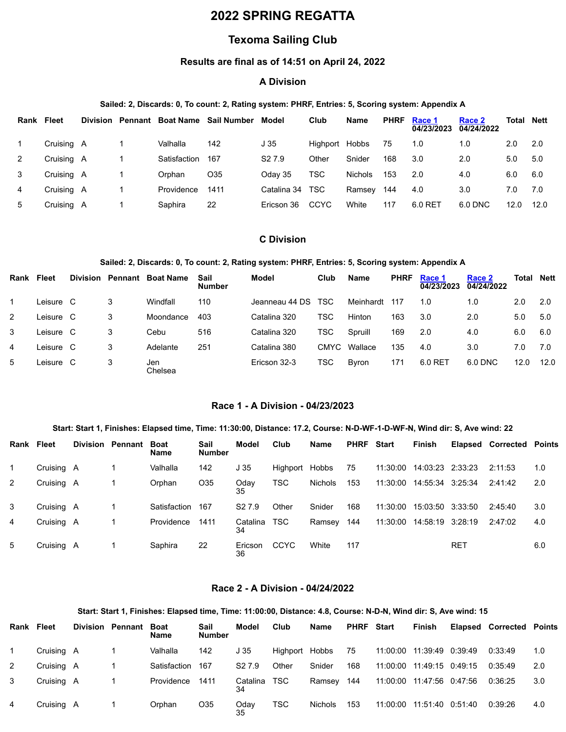# 2022 SPRING REGATTA

## Texoma Sailing Club

### Results are final as of 14:51 on April 24, 2022

### A Division

**Sailed: 2, Discards: 0, To count: 2, Rating system: PHRF, Entries: 5, Scoring system: Appendix A**

| Rank | Fleet | Division | Pennant | Boat Name | Sail Number | Model | Club | Name | PHRF | Race 1 04/23/2023 | Race 2 04/24/2022 | Total | Nett |
|---|---|---|---|---|---|---|---|---|---|---|---|---|---|
| 1 | Cruising | A | 1 | Valhalla | 142 | J 35 | Highport | Hobbs | 75 | 1.0 | 1.0 | 2.0 | 2.0 |
| 2 | Cruising | A | 1 | Satisfaction | 167 | S2 7.9 | Other | Snider | 168 | 3.0 | 2.0 | 5.0 | 5.0 |
| 3 | Cruising | A | 1 | Orphan | O35 | Oday 35 | TSC | Nichols | 153 | 2.0 | 4.0 | 6.0 | 6.0 |
| 4 | Cruising | A | 1 | Providence | 1411 | Catalina 34 | TSC | Ramsey | 144 | 4.0 | 3.0 | 7.0 | 7.0 |
| 5 | Cruising | A | 1 | Saphira | 22 | Ericson 36 | CCYC | White | 117 | 6.0 RET | 6.0 DNC | 12.0 | 12.0 |

### C Division

**Sailed: 2, Discards: 0, To count: 2, Rating system: PHRF, Entries: 5, Scoring system: Appendix A**

| Rank | Fleet | Division | Pennant | Boat Name | Sail Number | Model | Club | Name | PHRF | Race 1 04/23/2023 | Race 2 04/24/2022 | Total | Nett |
|---|---|---|---|---|---|---|---|---|---|---|---|---|---|
| 1 | Leisure | C | 3 | Windfall | 110 | Jeanneau 44 DS | TSC | Meinhardt | 117 | 1.0 | 1.0 | 2.0 | 2.0 |
| 2 | Leisure | C | 3 | Moondance | 403 | Catalina 320 | TSC | Hinton | 163 | 3.0 | 2.0 | 5.0 | 5.0 |
| 3 | Leisure | C | 3 | Cebu | 516 | Catalina 320 | TSC | Spruill | 169 | 2.0 | 4.0 | 6.0 | 6.0 |
| 4 | Leisure | C | 3 | Adelante | 251 | Catalina 380 | CMYC | Wallace | 135 | 4.0 | 3.0 | 7.0 | 7.0 |
| 5 | Leisure | C | 3 | Jen Chelsea | | Ericson 32-3 | TSC | Byron | 171 | 6.0 RET | 6.0 DNC | 12.0 | 12.0 |

### Race 1 - A Division - 04/23/2023

**Start: Start 1, Finishes: Elapsed time, Time: 11:30:00, Distance: 17.2, Course: N-D-WF-1-D-WF-N, Wind dir: S, Ave wind: 22**

| Rank | Fleet | Division | Pennant | Boat Name | Sail Number | Model | Club | Name | PHRF | Start | Finish | Elapsed | Corrected | Points |
|---|---|---|---|---|---|---|---|---|---|---|---|---|---|---|
| 1 | Cruising | A | 1 | Valhalla | 142 | J 35 | Highport | Hobbs | 75 | 11:30:00 | 14:03:23 | 2:33:23 | 2:11:53 | 1.0 |
| 2 | Cruising | A | 1 | Orphan | O35 | Oday 35 | TSC | Nichols | 153 | 11:30:00 | 14:55:34 | 3:25:34 | 2:41:42 | 2.0 |
| 3 | Cruising | A | 1 | Satisfaction | 167 | S2 7.9 | Other | Snider | 168 | 11:30:00 | 15:03:50 | 3:33:50 | 2:45:40 | 3.0 |
| 4 | Cruising | A | 1 | Providence | 1411 | Catalina 34 | TSC | Ramsey | 144 | 11:30:00 | 14:58:19 | 3:28:19 | 2:47:02 | 4.0 |
| 5 | Cruising | A | 1 | Saphira | 22 | Ericson 36 | CCYC | White | 117 | | | RET | | 6.0 |

### Race 2 - A Division - 04/24/2022

**Start: Start 1, Finishes: Elapsed time, Time: 11:00:00, Distance: 4.8, Course: N-D-N, Wind dir: S, Ave wind: 15**

| Rank | Fleet | Division | Pennant | Boat Name | Sail Number | Model | Club | Name | PHRF | Start | Finish | Elapsed | Corrected | Points |
|---|---|---|---|---|---|---|---|---|---|---|---|---|---|---|
| 1 | Cruising | A | 1 | Valhalla | 142 | J 35 | Highport | Hobbs | 75 | 11:00:00 | 11:39:49 | 0:39:49 | 0:33:49 | 1.0 |
| 2 | Cruising | A | 1 | Satisfaction | 167 | S2 7.9 | Other | Snider | 168 | 11:00:00 | 11:49:15 | 0:49:15 | 0:35:49 | 2.0 |
| 3 | Cruising | A | 1 | Providence | 1411 | Catalina 34 | TSC | Ramsey | 144 | 11:00:00 | 11:47:56 | 0:47:56 | 0:36:25 | 3.0 |
| 4 | Cruising | A | 1 | Orphan | O35 | Oday 35 | TSC | Nichols | 153 | 11:00:00 | 11:51:40 | 0:51:40 | 0:39:26 | 4.0 |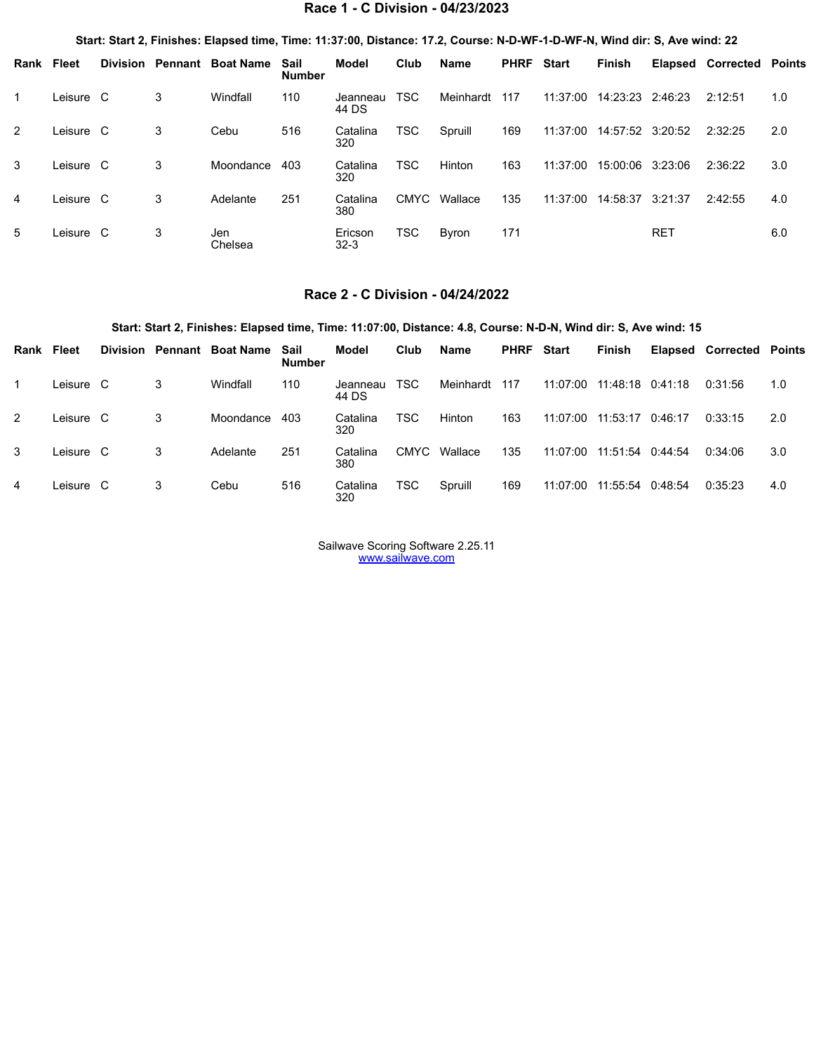## Race 1 - C Division - 04/23/2023

**Start: Start 2, Finishes: Elapsed time, Time: 11:37:00, Distance: 17.2, Course: N-D-WF-1-D-WF-N, Wind dir: S, Ave wind: 22**

| Rank | Fleet | Division | Pennant | Boat Name | Sail Number | Model | Club | Name | PHRF | Start | Finish | Elapsed | Corrected | Points |
|---|---|---|---|---|---|---|---|---|---|---|---|---|---|---|
| 1 | Leisure | C | 3 | Windfall | 110 | Jeanneau 44 DS | TSC | Meinhardt | 117 | 11:37:00 | 14:23:23 | 2:46:23 | 2:12:51 | 1.0 |
| 2 | Leisure | C | 3 | Cebu | 516 | Catalina 320 | TSC | Spruill | 169 | 11:37:00 | 14:57:52 | 3:20:52 | 2:32:25 | 2.0 |
| 3 | Leisure | C | 3 | Moondance | 403 | Catalina 320 | TSC | Hinton | 163 | 11:37:00 | 15:00:06 | 3:23:06 | 2:36:22 | 3.0 |
| 4 | Leisure | C | 3 | Adelante | 251 | Catalina 380 | CMYC | Wallace | 135 | 11:37:00 | 14:58:37 | 3:21:37 | 2:42:55 | 4.0 |
| 5 | Leisure | C | 3 | Jen Chelsea | | Ericson 32-3 | TSC | Byron | 171 | | | RET | | 6.0 |

## Race 2 - C Division - 04/24/2022

**Start: Start 2, Finishes: Elapsed time, Time: 11:07:00, Distance: 4.8, Course: N-D-N, Wind dir: S, Ave wind: 15**

| Rank | Fleet | Division | Pennant | Boat Name | Sail Number | Model | Club | Name | PHRF | Start | Finish | Elapsed | Corrected | Points |
|---|---|---|---|---|---|---|---|---|---|---|---|---|---|---|
| 1 | Leisure | C | 3 | Windfall | 110 | Jeanneau 44 DS | TSC | Meinhardt | 117 | 11:07:00 | 11:48:18 | 0:41:18 | 0:31:56 | 1.0 |
| 2 | Leisure | C | 3 | Moondance | 403 | Catalina 320 | TSC | Hinton | 163 | 11:07:00 | 11:53:17 | 0:46:17 | 0:33:15 | 2.0 |
| 3 | Leisure | C | 3 | Adelante | 251 | Catalina 380 | CMYC | Wallace | 135 | 11:07:00 | 11:51:54 | 0:44:54 | 0:34:06 | 3.0 |
| 4 | Leisure | C | 3 | Cebu | 516 | Catalina 320 | TSC | Spruill | 169 | 11:07:00 | 11:55:54 | 0:48:54 | 0:35:23 | 4.0 |

Sailwave Scoring Software 2.25.11
www.sailwave.com